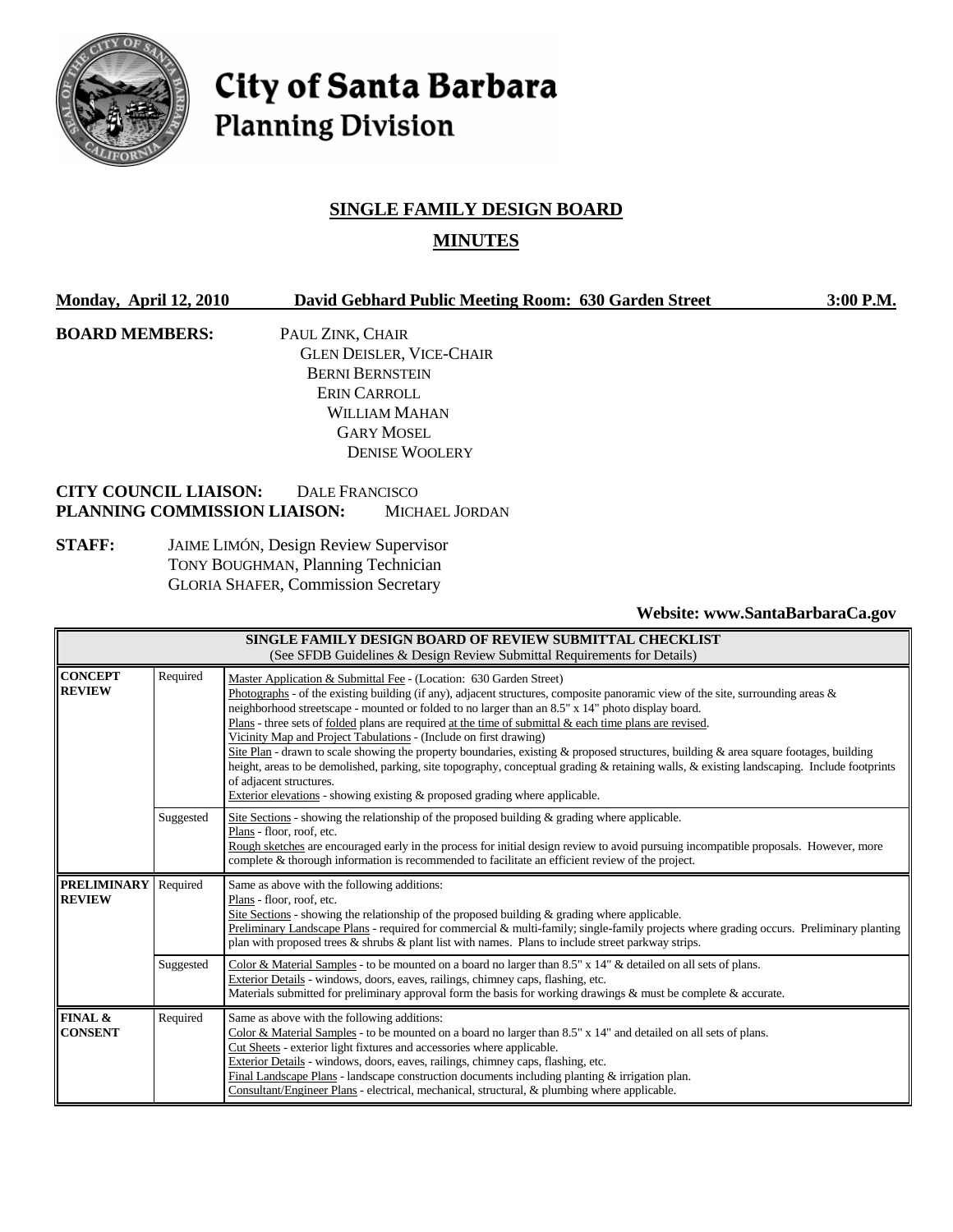# City of Santa Barbara
## Planning Division

## SINGLE FAMILY DESIGN BOARD

## MINUTES

**Monday, April 12, 2010** **David Gebhard Public Meeting Room: 630 Garden Street** **3:00 P.M.**

**BOARD MEMBERS:**
PAUL ZINK, CHAIR
GLEN DEISLER, VICE-CHAIR
BERNI BERNSTEIN
ERIN CARROLL
WILLIAM MAHAN
GARY MOSEL
DENISE WOOLERY

**CITY COUNCIL LIAISON:** DALE FRANCISCO
**PLANNING COMMISSION LIAISON:** MICHAEL JORDAN

**STAFF:**
JAIME LIMÓN, Design Review Supervisor
TONY BOUGHMAN, Planning Technician
GLORIA SHAFER, Commission Secretary

**Website: www.SantaBarbaraCa.gov**

| SINGLE FAMILY DESIGN BOARD OF REVIEW SUBMITTAL CHECKLIST (See SFDB Guidelines & Design Review Submittal Requirements for Details) | | |
|---|---|---|
| **CONCEPT REVIEW** | Required | Master Application & Submittal Fee - (Location: 630 Garden Street) Photographs - of the existing building (if any), adjacent structures, composite panoramic view of the site, surrounding areas & neighborhood streetscape - mounted or folded to no larger than an 8.5" x 14" photo display board. Plans - three sets of folded plans are required at the time of submittal & each time plans are revised. Vicinity Map and Project Tabulations - (Include on first drawing) Site Plan - drawn to scale showing the property boundaries, existing & proposed structures, building & area square footages, building height, areas to be demolished, parking, site topography, conceptual grading & retaining walls, & existing landscaping. Include footprints of adjacent structures. Exterior elevations - showing existing & proposed grading where applicable. |
| | Suggested | Site Sections - showing the relationship of the proposed building & grading where applicable. Plans - floor, roof, etc. Rough sketches are encouraged early in the process for initial design review to avoid pursuing incompatible proposals. However, more complete & thorough information is recommended to facilitate an efficient review of the project. |
| **PRELIMINARY REVIEW** | Required | Same as above with the following additions: Plans - floor, roof, etc. Site Sections - showing the relationship of the proposed building & grading where applicable. Preliminary Landscape Plans - required for commercial & multi-family; single-family projects where grading occurs. Preliminary planting plan with proposed trees & shrubs & plant list with names. Plans to include street parkway strips. |
| | Suggested | Color & Material Samples - to be mounted on a board no larger than 8.5" x 14" & detailed on all sets of plans. Exterior Details - windows, doors, eaves, railings, chimney caps, flashing, etc. Materials submitted for preliminary approval form the basis for working drawings & must be complete & accurate. |
| **FINAL & CONSENT** | Required | Same as above with the following additions: Color & Material Samples - to be mounted on a board no larger than 8.5" x 14" and detailed on all sets of plans. Cut Sheets - exterior light fixtures and accessories where applicable. Exterior Details - windows, doors, eaves, railings, chimney caps, flashing, etc. Final Landscape Plans - landscape construction documents including planting & irrigation plan. Consultant/Engineer Plans - electrical, mechanical, structural, & plumbing where applicable. |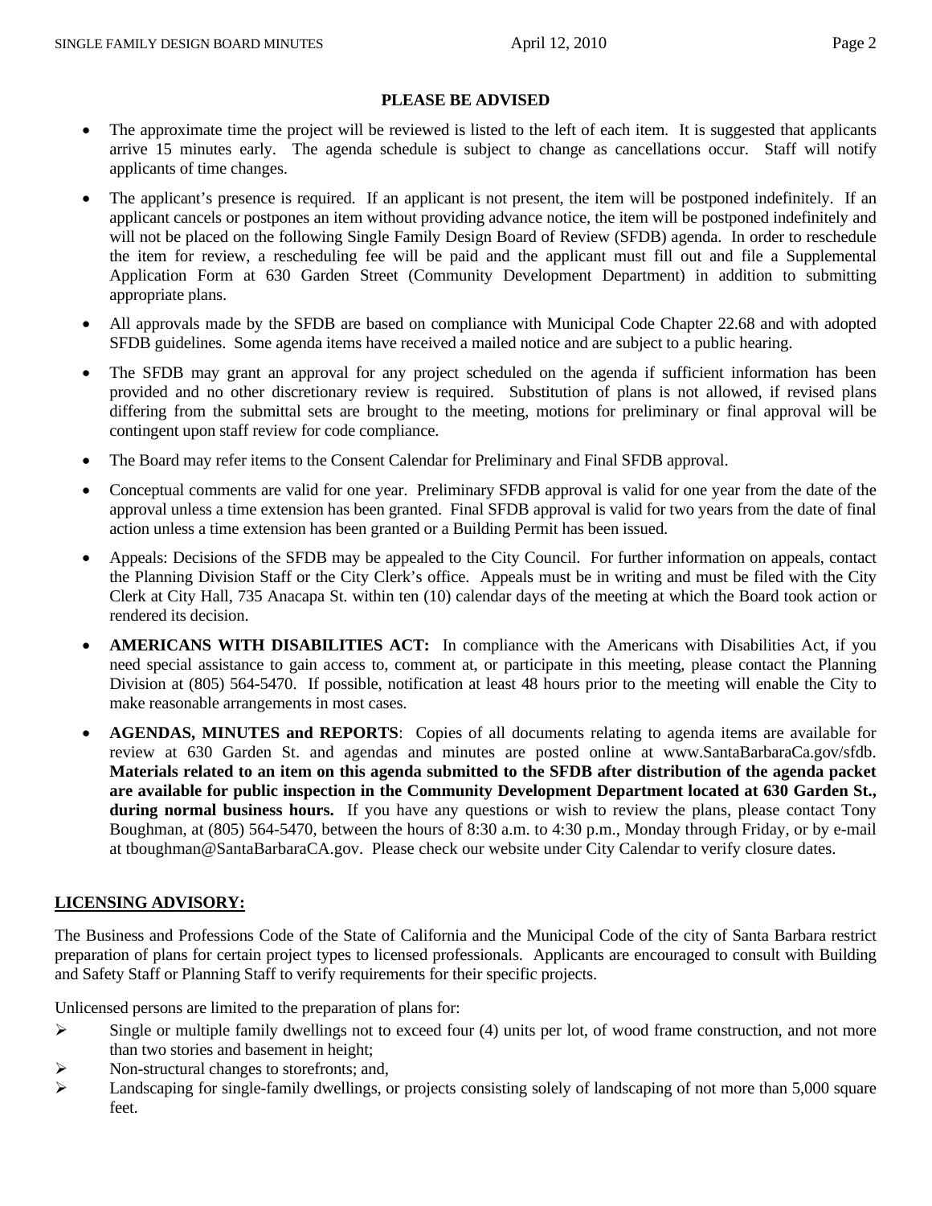**PLEASE BE ADVISED**

- The approximate time the project will be reviewed is listed to the left of each item. It is suggested that applicants arrive 15 minutes early. The agenda schedule is subject to change as cancellations occur. Staff will notify applicants of time changes.
- The applicant's presence is required. If an applicant is not present, the item will be postponed indefinitely. If an applicant cancels or postpones an item without providing advance notice, the item will be postponed indefinitely and will not be placed on the following Single Family Design Board of Review (SFDB) agenda. In order to reschedule the item for review, a rescheduling fee will be paid and the applicant must fill out and file a Supplemental Application Form at 630 Garden Street (Community Development Department) in addition to submitting appropriate plans.
- All approvals made by the SFDB are based on compliance with Municipal Code Chapter 22.68 and with adopted SFDB guidelines. Some agenda items have received a mailed notice and are subject to a public hearing.
- The SFDB may grant an approval for any project scheduled on the agenda if sufficient information has been provided and no other discretionary review is required. Substitution of plans is not allowed, if revised plans differing from the submittal sets are brought to the meeting, motions for preliminary or final approval will be contingent upon staff review for code compliance.
- The Board may refer items to the Consent Calendar for Preliminary and Final SFDB approval.
- Conceptual comments are valid for one year. Preliminary SFDB approval is valid for one year from the date of the approval unless a time extension has been granted. Final SFDB approval is valid for two years from the date of final action unless a time extension has been granted or a Building Permit has been issued.
- Appeals: Decisions of the SFDB may be appealed to the City Council. For further information on appeals, contact the Planning Division Staff or the City Clerk's office. Appeals must be in writing and must be filed with the City Clerk at City Hall, 735 Anacapa St. within ten (10) calendar days of the meeting at which the Board took action or rendered its decision.
- **AMERICANS WITH DISABILITIES ACT:** In compliance with the Americans with Disabilities Act, if you need special assistance to gain access to, comment at, or participate in this meeting, please contact the Planning Division at (805) 564-5470. If possible, notification at least 48 hours prior to the meeting will enable the City to make reasonable arrangements in most cases.
- **AGENDAS, MINUTES and REPORTS**: Copies of all documents relating to agenda items are available for review at 630 Garden St. and agendas and minutes are posted online at www.SantaBarbaraCa.gov/sfdb. **Materials related to an item on this agenda submitted to the SFDB after distribution of the agenda packet are available for public inspection in the Community Development Department located at 630 Garden St., during normal business hours.** If you have any questions or wish to review the plans, please contact Tony Boughman, at (805) 564-5470, between the hours of 8:30 a.m. to 4:30 p.m., Monday through Friday, or by e-mail at tboughman@SantaBarbaraCA.gov. Please check our website under City Calendar to verify closure dates.

**LICENSING ADVISORY:**

The Business and Professions Code of the State of California and the Municipal Code of the city of Santa Barbara restrict preparation of plans for certain project types to licensed professionals. Applicants are encouraged to consult with Building and Safety Staff or Planning Staff to verify requirements for their specific projects.

Unlicensed persons are limited to the preparation of plans for:

- Single or multiple family dwellings not to exceed four (4) units per lot, of wood frame construction, and not more than two stories and basement in height;
- Non-structural changes to storefronts; and,
- Landscaping for single-family dwellings, or projects consisting solely of landscaping of not more than 5,000 square feet.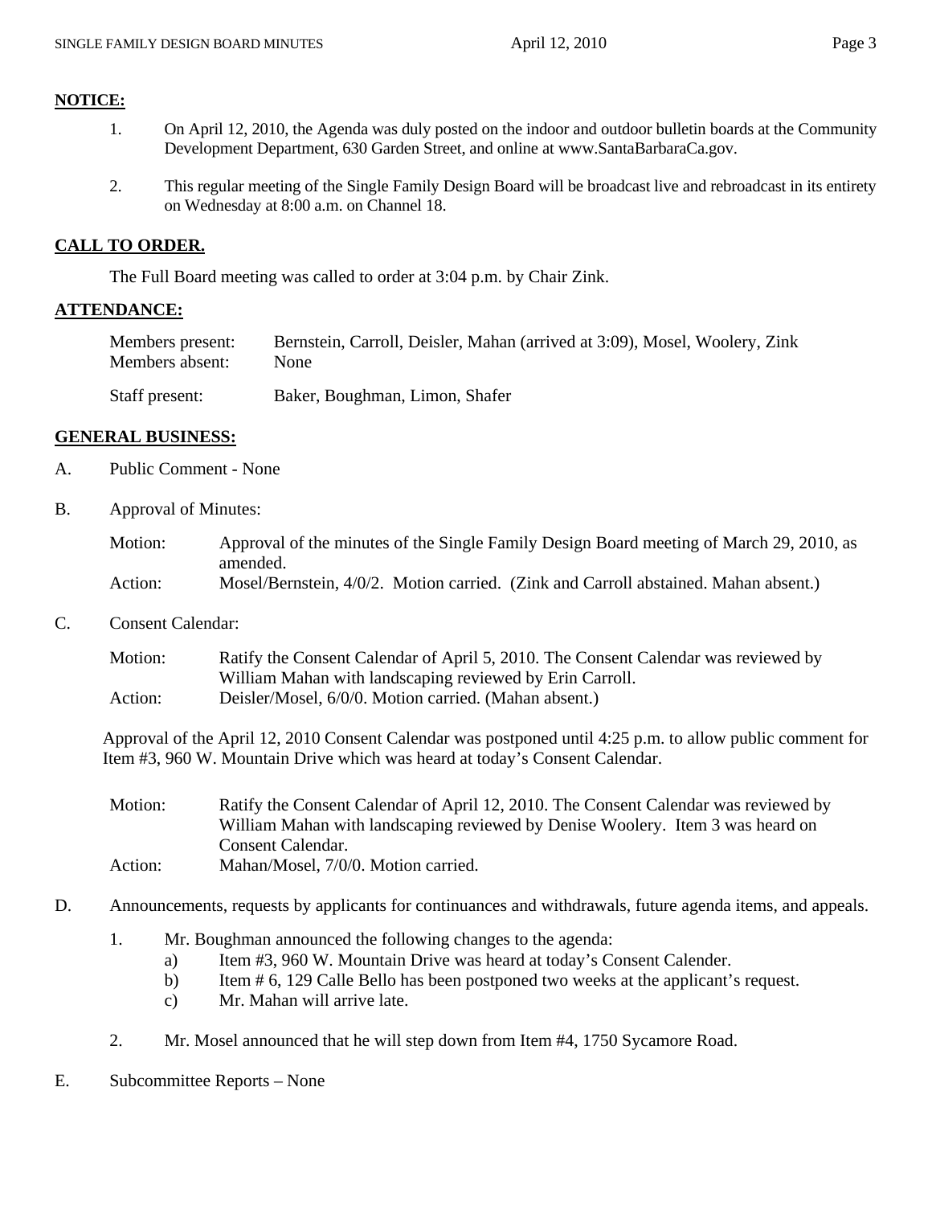## NOTICE:

1. On April 12, 2010, the Agenda was duly posted on the indoor and outdoor bulletin boards at the Community Development Department, 630 Garden Street, and online at www.SantaBarbaraCa.gov.

2. This regular meeting of the Single Family Design Board will be broadcast live and rebroadcast in its entirety on Wednesday at 8:00 a.m. on Channel 18.

## CALL TO ORDER.

The Full Board meeting was called to order at 3:04 p.m. by Chair Zink.

## ATTENDANCE:

Members present: Bernstein, Carroll, Deisler, Mahan (arrived at 3:09), Mosel, Woolery, Zink
Members absent: None

Staff present: Baker, Boughman, Limon, Shafer

## GENERAL BUSINESS:

A. Public Comment - None

B. Approval of Minutes:

Motion: Approval of the minutes of the Single Family Design Board meeting of March 29, 2010, as amended.
Action: Mosel/Bernstein, 4/0/2. Motion carried. (Zink and Carroll abstained. Mahan absent.)

C. Consent Calendar:

Motion: Ratify the Consent Calendar of April 5, 2010. The Consent Calendar was reviewed by William Mahan with landscaping reviewed by Erin Carroll.
Action: Deisler/Mosel, 6/0/0. Motion carried. (Mahan absent.)

Approval of the April 12, 2010 Consent Calendar was postponed until 4:25 p.m. to allow public comment for Item #3, 960 W. Mountain Drive which was heard at today's Consent Calendar.

Motion: Ratify the Consent Calendar of April 12, 2010. The Consent Calendar was reviewed by William Mahan with landscaping reviewed by Denise Woolery. Item 3 was heard on Consent Calendar.
Action: Mahan/Mosel, 7/0/0. Motion carried.

D. Announcements, requests by applicants for continuances and withdrawals, future agenda items, and appeals.

1. Mr. Boughman announced the following changes to the agenda:
   a) Item #3, 960 W. Mountain Drive was heard at today's Consent Calender.
   b) Item # 6, 129 Calle Bello has been postponed two weeks at the applicant's request.
   c) Mr. Mahan will arrive late.

2. Mr. Mosel announced that he will step down from Item #4, 1750 Sycamore Road.

E. Subcommittee Reports – None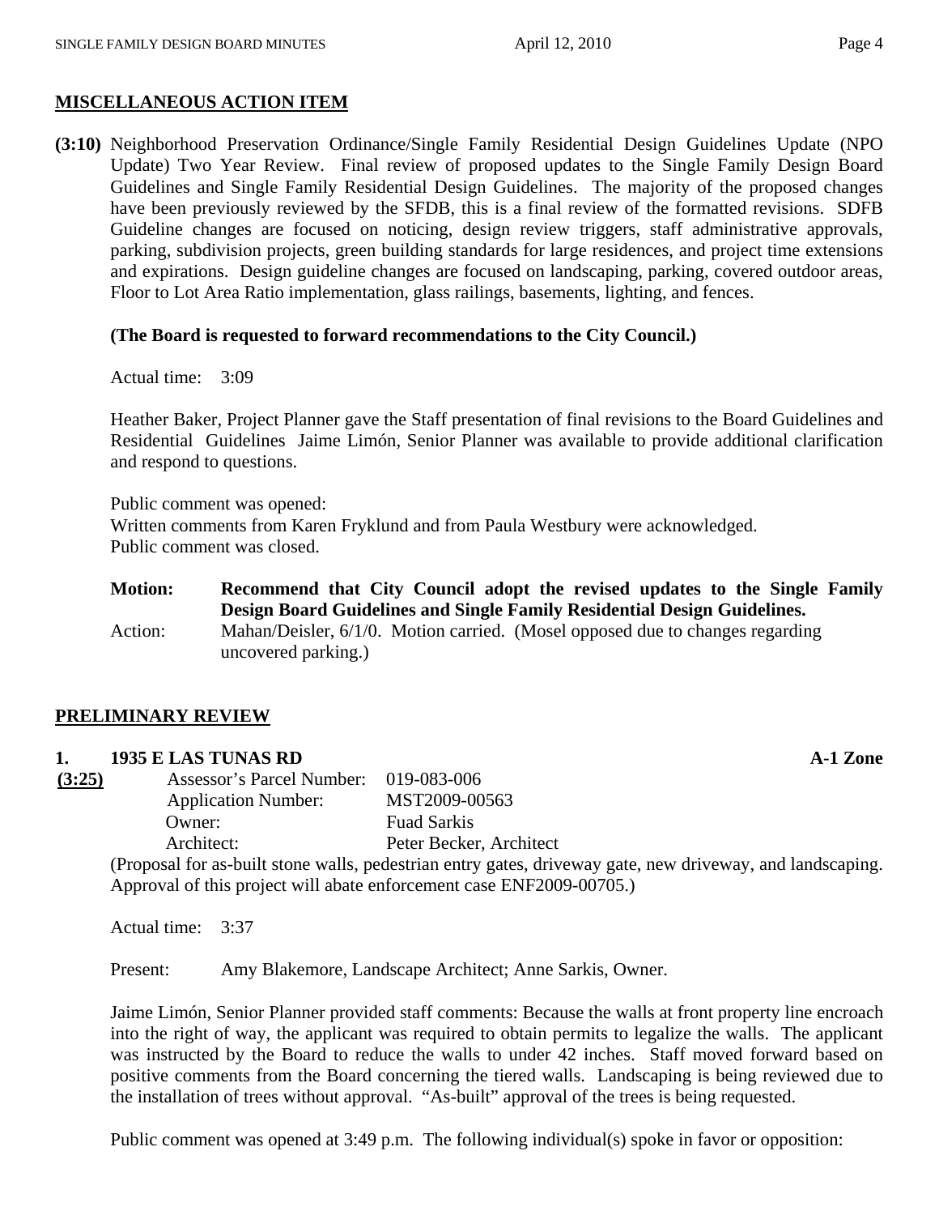## MISCELLANEOUS ACTION ITEM

**(3:10)** Neighborhood Preservation Ordinance/Single Family Residential Design Guidelines Update (NPO Update) Two Year Review. Final review of proposed updates to the Single Family Design Board Guidelines and Single Family Residential Design Guidelines. The majority of the proposed changes have been previously reviewed by the SFDB, this is a final review of the formatted revisions. SDFB Guideline changes are focused on noticing, design review triggers, staff administrative approvals, parking, subdivision projects, green building standards for large residences, and project time extensions and expirations. Design guideline changes are focused on landscaping, parking, covered outdoor areas, Floor to Lot Area Ratio implementation, glass railings, basements, lighting, and fences.

**(The Board is requested to forward recommendations to the City Council.)**

Actual time: 3:09

Heather Baker, Project Planner gave the Staff presentation of final revisions to the Board Guidelines and Residential Guidelines Jaime Limón, Senior Planner was available to provide additional clarification and respond to questions.

Public comment was opened:
Written comments from Karen Fryklund and from Paula Westbury were acknowledged.
Public comment was closed.

**Motion:** **Recommend that City Council adopt the revised updates to the Single Family Design Board Guidelines and Single Family Residential Design Guidelines.**
Action: Mahan/Deisler, 6/1/0. Motion carried. (Mosel opposed due to changes regarding uncovered parking.)

## PRELIMINARY REVIEW

**1. 1935 E LAS TUNAS RD** **A-1 Zone**

**(3:25)**

| | |
|---|---|
| Assessor's Parcel Number: | 019-083-006 |
| Application Number: | MST2009-00563 |
| Owner: | Fuad Sarkis |
| Architect: | Peter Becker, Architect |

(Proposal for as-built stone walls, pedestrian entry gates, driveway gate, new driveway, and landscaping. Approval of this project will abate enforcement case ENF2009-00705.)

Actual time: 3:37

Present: Amy Blakemore, Landscape Architect; Anne Sarkis, Owner.

Jaime Limón, Senior Planner provided staff comments: Because the walls at front property line encroach into the right of way, the applicant was required to obtain permits to legalize the walls. The applicant was instructed by the Board to reduce the walls to under 42 inches. Staff moved forward based on positive comments from the Board concerning the tiered walls. Landscaping is being reviewed due to the installation of trees without approval. "As-built" approval of the trees is being requested.

Public comment was opened at 3:49 p.m. The following individual(s) spoke in favor or opposition: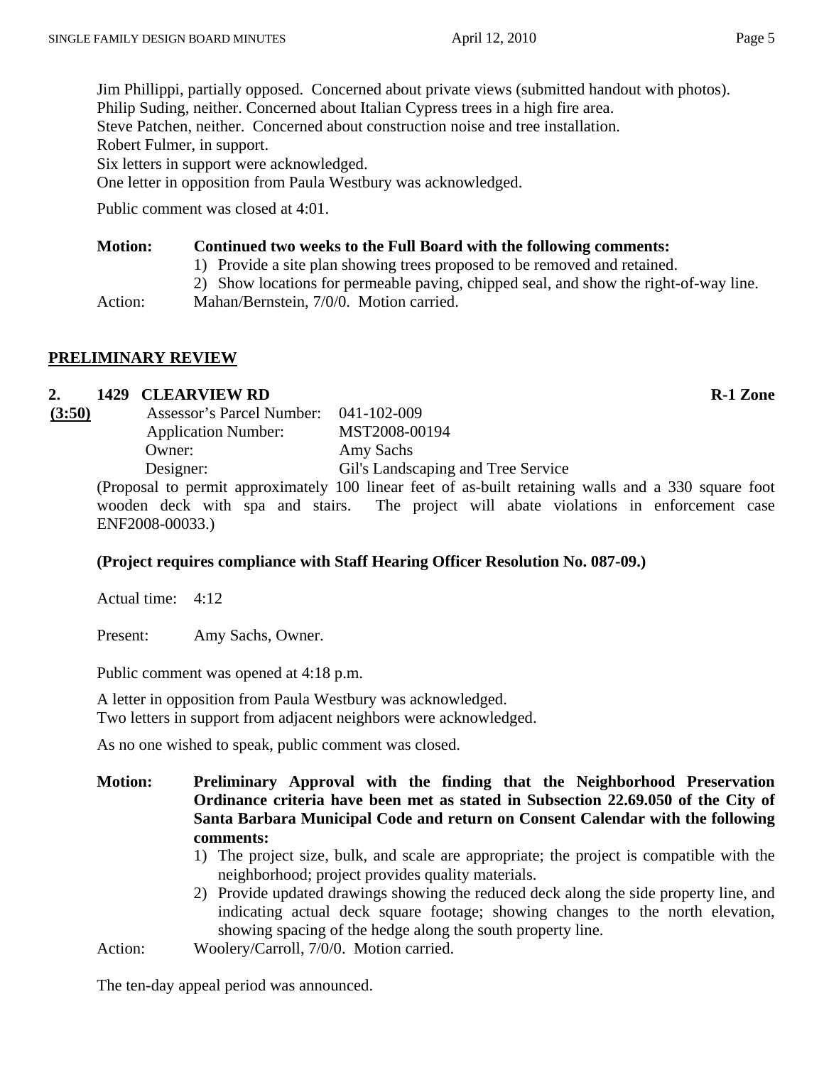Jim Phillippi, partially opposed. Concerned about private views (submitted handout with photos).
Philip Suding, neither. Concerned about Italian Cypress trees in a high fire area.
Steve Patchen, neither. Concerned about construction noise and tree installation.
Robert Fulmer, in support.
Six letters in support were acknowledged.
One letter in opposition from Paula Westbury was acknowledged.

Public comment was closed at 4:01.

**Motion:** **Continued two weeks to the Full Board with the following comments:**

1) Provide a site plan showing trees proposed to be removed and retained.
2) Show locations for permeable paving, chipped seal, and show the right-of-way line.

Action: Mahan/Bernstein, 7/0/0. Motion carried.

## PRELIMINARY REVIEW

### 2. 1429 CLEARVIEW RD — R-1 Zone

**(3:50)**

Assessor's Parcel Number: 041-102-009
Application Number: MST2008-00194
Owner: Amy Sachs
Designer: Gil's Landscaping and Tree Service

(Proposal to permit approximately 100 linear feet of as-built retaining walls and a 330 square foot wooden deck with spa and stairs. The project will abate violations in enforcement case ENF2008-00033.)

**(Project requires compliance with Staff Hearing Officer Resolution No. 087-09.)**

Actual time: 4:12

Present: Amy Sachs, Owner.

Public comment was opened at 4:18 p.m.

A letter in opposition from Paula Westbury was acknowledged.
Two letters in support from adjacent neighbors were acknowledged.

As no one wished to speak, public comment was closed.

**Motion:** **Preliminary Approval with the finding that the Neighborhood Preservation Ordinance criteria have been met as stated in Subsection 22.69.050 of the City of Santa Barbara Municipal Code and return on Consent Calendar with the following comments:**

1) The project size, bulk, and scale are appropriate; the project is compatible with the neighborhood; project provides quality materials.
2) Provide updated drawings showing the reduced deck along the side property line, and indicating actual deck square footage; showing changes to the north elevation, showing spacing of the hedge along the south property line.

Action: Woolery/Carroll, 7/0/0. Motion carried.

The ten-day appeal period was announced.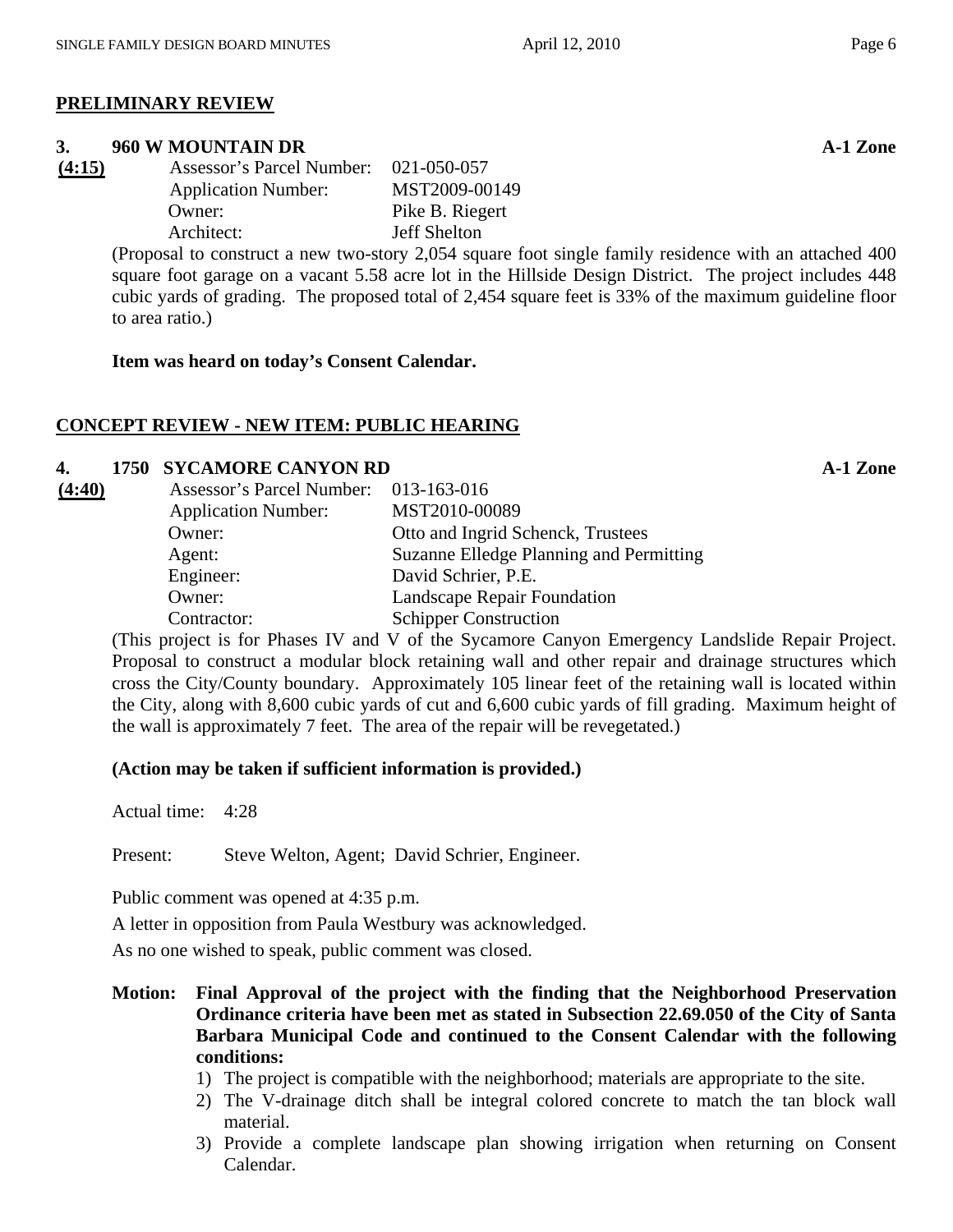**PRELIMINARY REVIEW**

**3. 960 W MOUNTAIN DR** **A-1 Zone**

**(4:15)**

Assessor's Parcel Number: 021-050-057
Application Number: MST2009-00149
Owner: Pike B. Riegert
Architect: Jeff Shelton

(Proposal to construct a new two-story 2,054 square foot single family residence with an attached 400 square foot garage on a vacant 5.58 acre lot in the Hillside Design District. The project includes 448 cubic yards of grading. The proposed total of 2,454 square feet is 33% of the maximum guideline floor to area ratio.)

**Item was heard on today's Consent Calendar.**

**CONCEPT REVIEW - NEW ITEM: PUBLIC HEARING**

**4. 1750 SYCAMORE CANYON RD** **A-1 Zone**

**(4:40)**

Assessor's Parcel Number: 013-163-016
Application Number: MST2010-00089
Owner: Otto and Ingrid Schenck, Trustees
Agent: Suzanne Elledge Planning and Permitting
Engineer: David Schrier, P.E.
Owner: Landscape Repair Foundation
Contractor: Schipper Construction

(This project is for Phases IV and V of the Sycamore Canyon Emergency Landslide Repair Project. Proposal to construct a modular block retaining wall and other repair and drainage structures which cross the City/County boundary. Approximately 105 linear feet of the retaining wall is located within the City, along with 8,600 cubic yards of cut and 6,600 cubic yards of fill grading. Maximum height of the wall is approximately 7 feet. The area of the repair will be revegetated.)

**(Action may be taken if sufficient information is provided.)**

Actual time: 4:28

Present: Steve Welton, Agent; David Schrier, Engineer.

Public comment was opened at 4:35 p.m.

A letter in opposition from Paula Westbury was acknowledged.

As no one wished to speak, public comment was closed.

**Motion: Final Approval of the project with the finding that the Neighborhood Preservation Ordinance criteria have been met as stated in Subsection 22.69.050 of the City of Santa Barbara Municipal Code and continued to the Consent Calendar with the following conditions:**

1) The project is compatible with the neighborhood; materials are appropriate to the site.
2) The V-drainage ditch shall be integral colored concrete to match the tan block wall material.
3) Provide a complete landscape plan showing irrigation when returning on Consent Calendar.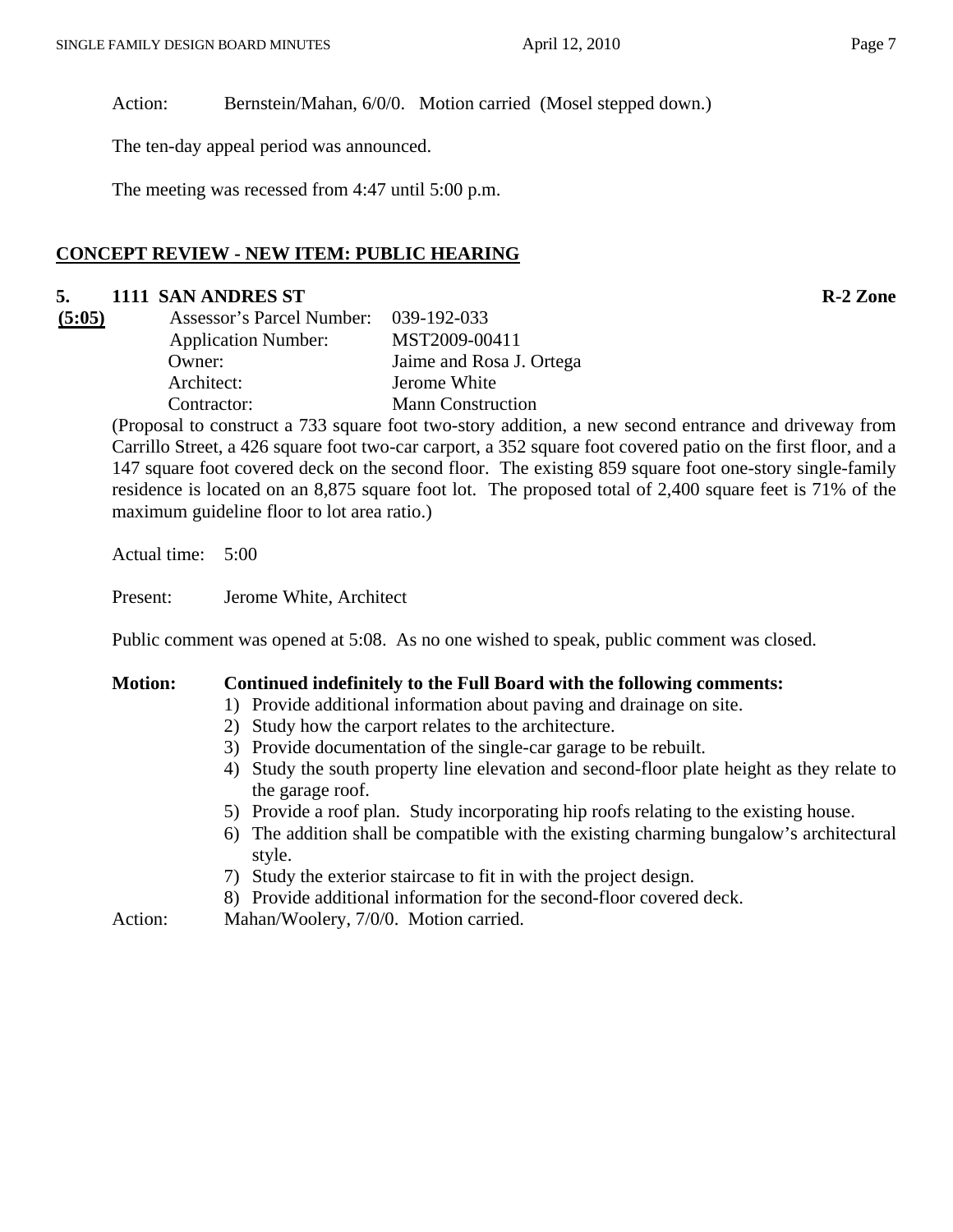Action: Bernstein/Mahan, 6/0/0. Motion carried (Mosel stepped down.)

The ten-day appeal period was announced.

The meeting was recessed from 4:47 until 5:00 p.m.

## CONCEPT REVIEW - NEW ITEM: PUBLIC HEARING

### 5. 1111 SAN ANDRES ST R-2 Zone

**(5:05)**

| | |
|---|---|
| Assessor's Parcel Number: | 039-192-033 |
| Application Number: | MST2009-00411 |
| Owner: | Jaime and Rosa J. Ortega |
| Architect: | Jerome White |
| Contractor: | Mann Construction |

(Proposal to construct a 733 square foot two-story addition, a new second entrance and driveway from Carrillo Street, a 426 square foot two-car carport, a 352 square foot covered patio on the first floor, and a 147 square foot covered deck on the second floor. The existing 859 square foot one-story single-family residence is located on an 8,875 square foot lot. The proposed total of 2,400 square feet is 71% of the maximum guideline floor to lot area ratio.)

Actual time: 5:00

Present: Jerome White, Architect

Public comment was opened at 5:08. As no one wished to speak, public comment was closed.

**Motion: Continued indefinitely to the Full Board with the following comments:**

1) Provide additional information about paving and drainage on site.
2) Study how the carport relates to the architecture.
3) Provide documentation of the single-car garage to be rebuilt.
4) Study the south property line elevation and second-floor plate height as they relate to the garage roof.
5) Provide a roof plan. Study incorporating hip roofs relating to the existing house.
6) The addition shall be compatible with the existing charming bungalow's architectural style.
7) Study the exterior staircase to fit in with the project design.
8) Provide additional information for the second-floor covered deck.

Action: Mahan/Woolery, 7/0/0. Motion carried.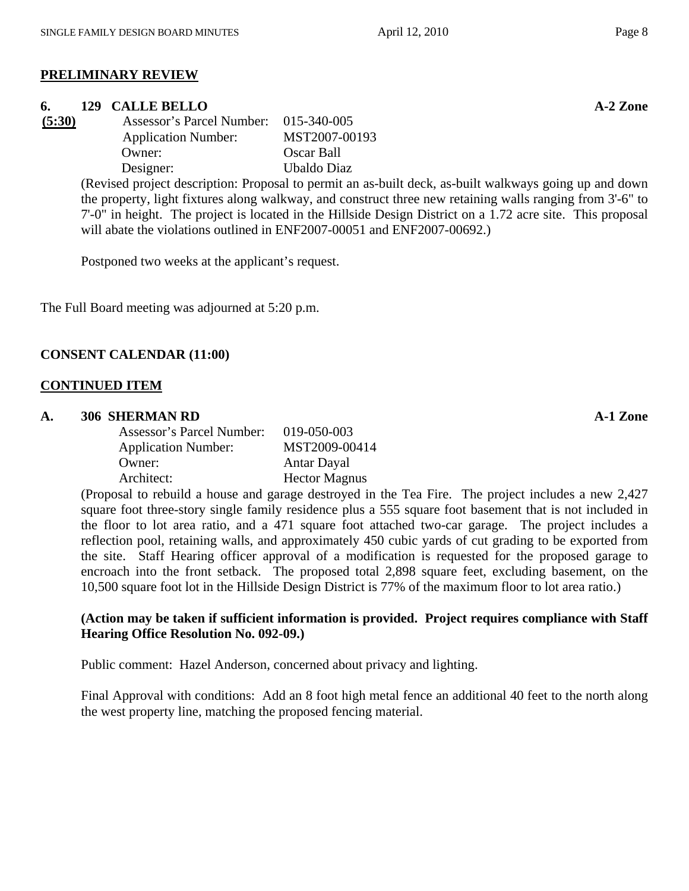**PRELIMINARY REVIEW**

**6. 129 CALLE BELLO** **A-2 Zone**

**(5:30)**

Assessor's Parcel Number: 015-340-005
Application Number: MST2007-00193
Owner: Oscar Ball
Designer: Ubaldo Diaz

(Revised project description: Proposal to permit an as-built deck, as-built walkways going up and down the property, light fixtures along walkway, and construct three new retaining walls ranging from 3'-6" to 7'-0" in height. The project is located in the Hillside Design District on a 1.72 acre site. This proposal will abate the violations outlined in ENF2007-00051 and ENF2007-00692.)

Postponed two weeks at the applicant's request.

The Full Board meeting was adjourned at 5:20 p.m.

**CONSENT CALENDAR (11:00)**

**CONTINUED ITEM**

**A. 306 SHERMAN RD** **A-1 Zone**

Assessor's Parcel Number: 019-050-003
Application Number: MST2009-00414
Owner: Antar Dayal
Architect: Hector Magnus

(Proposal to rebuild a house and garage destroyed in the Tea Fire. The project includes a new 2,427 square foot three-story single family residence plus a 555 square foot basement that is not included in the floor to lot area ratio, and a 471 square foot attached two-car garage. The project includes a reflection pool, retaining walls, and approximately 450 cubic yards of cut grading to be exported from the site. Staff Hearing officer approval of a modification is requested for the proposed garage to encroach into the front setback. The proposed total 2,898 square feet, excluding basement, on the 10,500 square foot lot in the Hillside Design District is 77% of the maximum floor to lot area ratio.)

**(Action may be taken if sufficient information is provided. Project requires compliance with Staff Hearing Office Resolution No. 092-09.)**

Public comment: Hazel Anderson, concerned about privacy and lighting.

Final Approval with conditions: Add an 8 foot high metal fence an additional 40 feet to the north along the west property line, matching the proposed fencing material.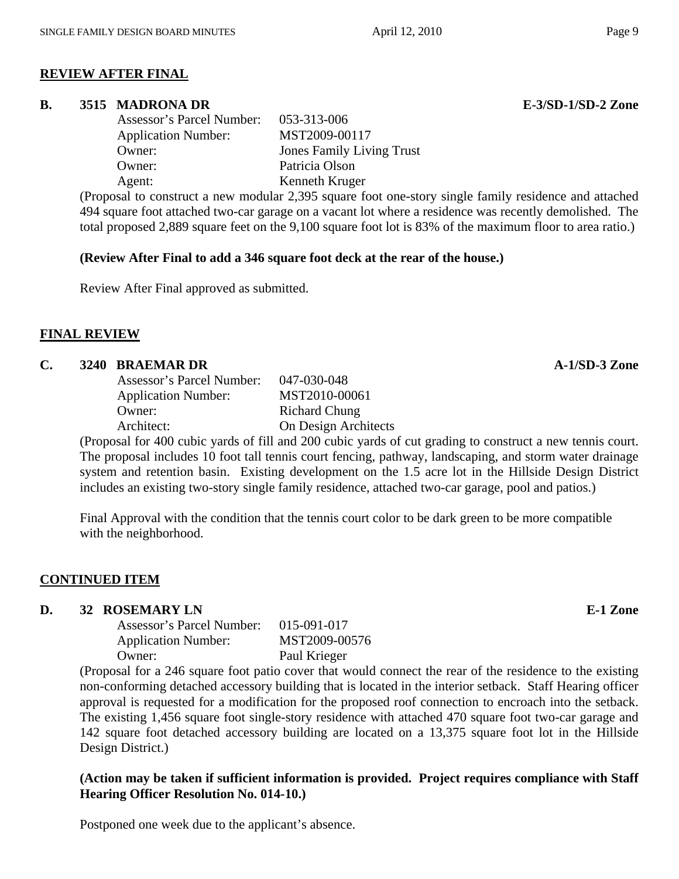## REVIEW AFTER FINAL

**B. 3515 MADRONA DR** **E-3/SD-1/SD-2 Zone**

Assessor's Parcel Number: 053-313-006
Application Number: MST2009-00117
Owner: Jones Family Living Trust
Owner: Patricia Olson
Agent: Kenneth Kruger

(Proposal to construct a new modular 2,395 square foot one-story single family residence and attached 494 square foot attached two-car garage on a vacant lot where a residence was recently demolished. The total proposed 2,889 square feet on the 9,100 square foot lot is 83% of the maximum floor to area ratio.)

**(Review After Final to add a 346 square foot deck at the rear of the house.)**

Review After Final approved as submitted.

## FINAL REVIEW

**C. 3240 BRAEMAR DR** **A-1/SD-3 Zone**

Assessor's Parcel Number: 047-030-048
Application Number: MST2010-00061
Owner: Richard Chung
Architect: On Design Architects

(Proposal for 400 cubic yards of fill and 200 cubic yards of cut grading to construct a new tennis court. The proposal includes 10 foot tall tennis court fencing, pathway, landscaping, and storm water drainage system and retention basin. Existing development on the 1.5 acre lot in the Hillside Design District includes an existing two-story single family residence, attached two-car garage, pool and patios.)

Final Approval with the condition that the tennis court color to be dark green to be more compatible with the neighborhood.

## CONTINUED ITEM

**D. 32 ROSEMARY LN** **E-1 Zone**

Assessor's Parcel Number: 015-091-017
Application Number: MST2009-00576
Owner: Paul Krieger

(Proposal for a 246 square foot patio cover that would connect the rear of the residence to the existing non-conforming detached accessory building that is located in the interior setback. Staff Hearing officer approval is requested for a modification for the proposed roof connection to encroach into the setback. The existing 1,456 square foot single-story residence with attached 470 square foot two-car garage and 142 square foot detached accessory building are located on a 13,375 square foot lot in the Hillside Design District.)

**(Action may be taken if sufficient information is provided. Project requires compliance with Staff Hearing Officer Resolution No. 014-10.)**

Postponed one week due to the applicant's absence.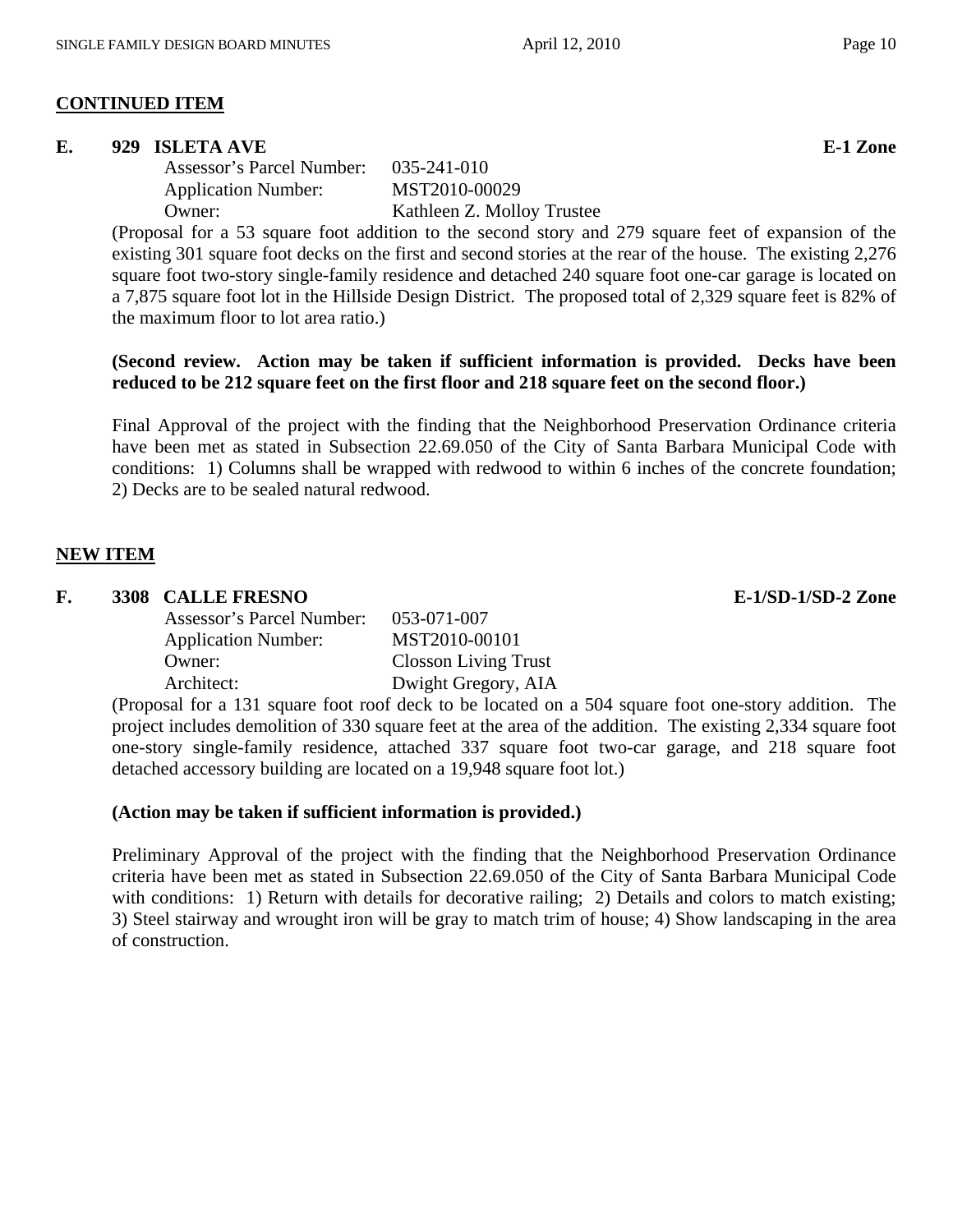**CONTINUED ITEM**

**E. 929 ISLETA AVE E-1 Zone**

Assessor's Parcel Number: 035-241-010
Application Number: MST2010-00029
Owner: Kathleen Z. Molloy Trustee

(Proposal for a 53 square foot addition to the second story and 279 square feet of expansion of the existing 301 square foot decks on the first and second stories at the rear of the house. The existing 2,276 square foot two-story single-family residence and detached 240 square foot one-car garage is located on a 7,875 square foot lot in the Hillside Design District. The proposed total of 2,329 square feet is 82% of the maximum floor to lot area ratio.)

**(Second review. Action may be taken if sufficient information is provided. Decks have been reduced to be 212 square feet on the first floor and 218 square feet on the second floor.)**

Final Approval of the project with the finding that the Neighborhood Preservation Ordinance criteria have been met as stated in Subsection 22.69.050 of the City of Santa Barbara Municipal Code with conditions: 1) Columns shall be wrapped with redwood to within 6 inches of the concrete foundation; 2) Decks are to be sealed natural redwood.

**NEW ITEM**

**F. 3308 CALLE FRESNO E-1/SD-1/SD-2 Zone**

Assessor's Parcel Number: 053-071-007
Application Number: MST2010-00101
Owner: Closson Living Trust
Architect: Dwight Gregory, AIA

(Proposal for a 131 square foot roof deck to be located on a 504 square foot one-story addition. The project includes demolition of 330 square feet at the area of the addition. The existing 2,334 square foot one-story single-family residence, attached 337 square foot two-car garage, and 218 square foot detached accessory building are located on a 19,948 square foot lot.)

**(Action may be taken if sufficient information is provided.)**

Preliminary Approval of the project with the finding that the Neighborhood Preservation Ordinance criteria have been met as stated in Subsection 22.69.050 of the City of Santa Barbara Municipal Code with conditions: 1) Return with details for decorative railing; 2) Details and colors to match existing; 3) Steel stairway and wrought iron will be gray to match trim of house; 4) Show landscaping in the area of construction.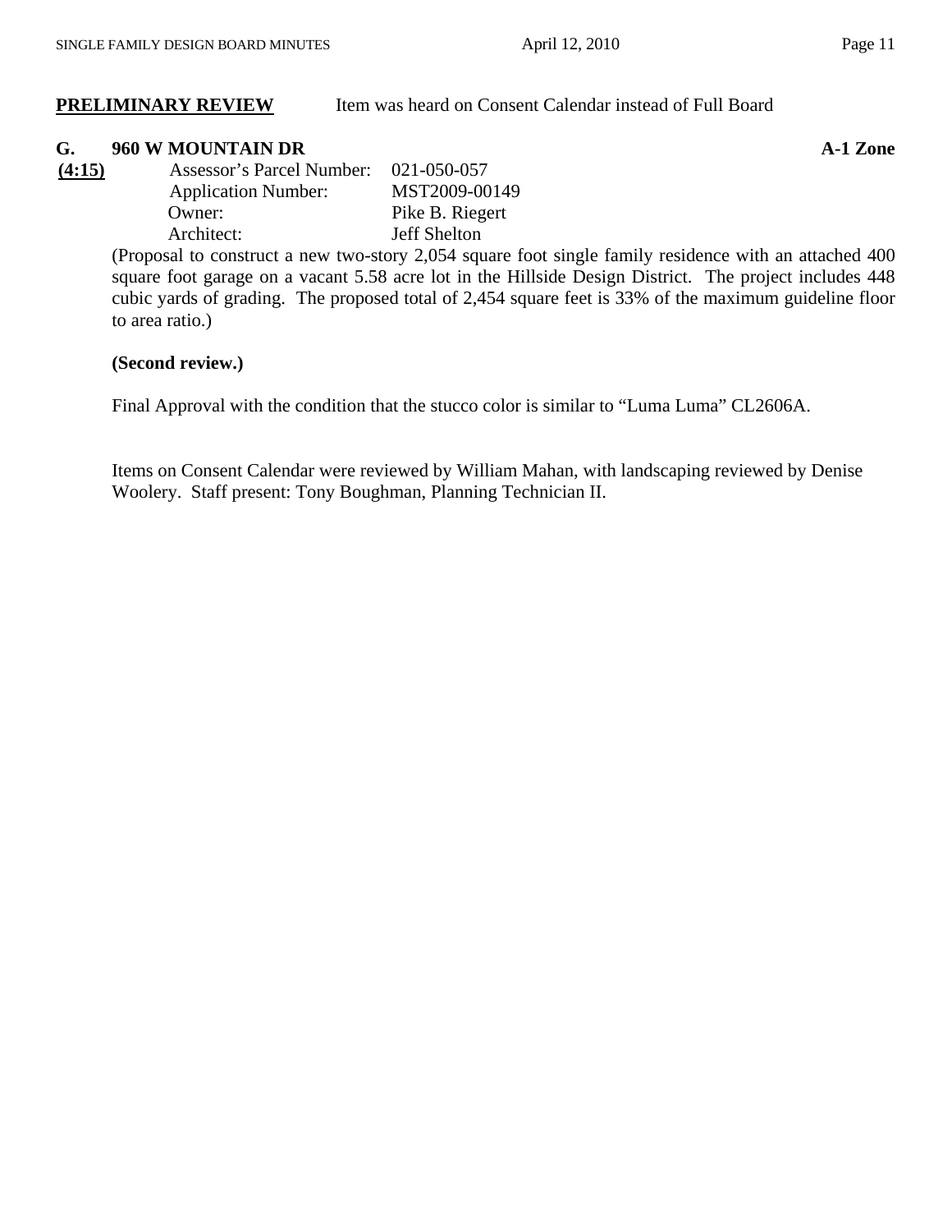**PRELIMINARY REVIEW** Item was heard on Consent Calendar instead of Full Board

**G. 960 W MOUNTAIN DR** **A-1 Zone**

**(4:15)**

| | |
|---|---|
| Assessor's Parcel Number: | 021-050-057 |
| Application Number: | MST2009-00149 |
| Owner: | Pike B. Riegert |
| Architect: | Jeff Shelton |

(Proposal to construct a new two-story 2,054 square foot single family residence with an attached 400 square foot garage on a vacant 5.58 acre lot in the Hillside Design District. The project includes 448 cubic yards of grading. The proposed total of 2,454 square feet is 33% of the maximum guideline floor to area ratio.)

**(Second review.)**

Final Approval with the condition that the stucco color is similar to "Luma Luma" CL2606A.

Items on Consent Calendar were reviewed by William Mahan, with landscaping reviewed by Denise Woolery. Staff present: Tony Boughman, Planning Technician II.